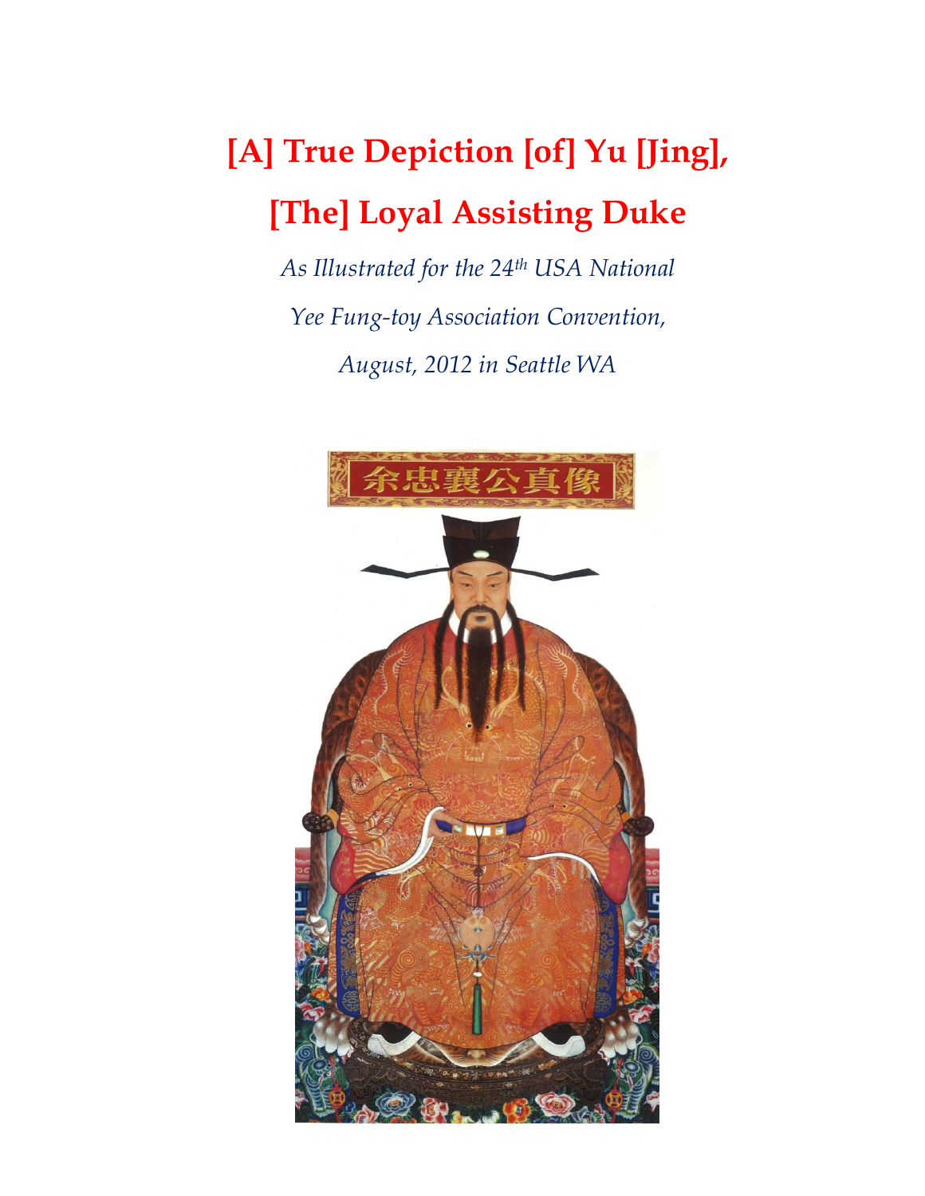# [A] True Depiction [of] Yu [Jing], [The] Loyal Assisting Duke

*As Illustrated for the 24th USA National Yee Fung-toy Association Convention, August, 2012 in Seattle WA*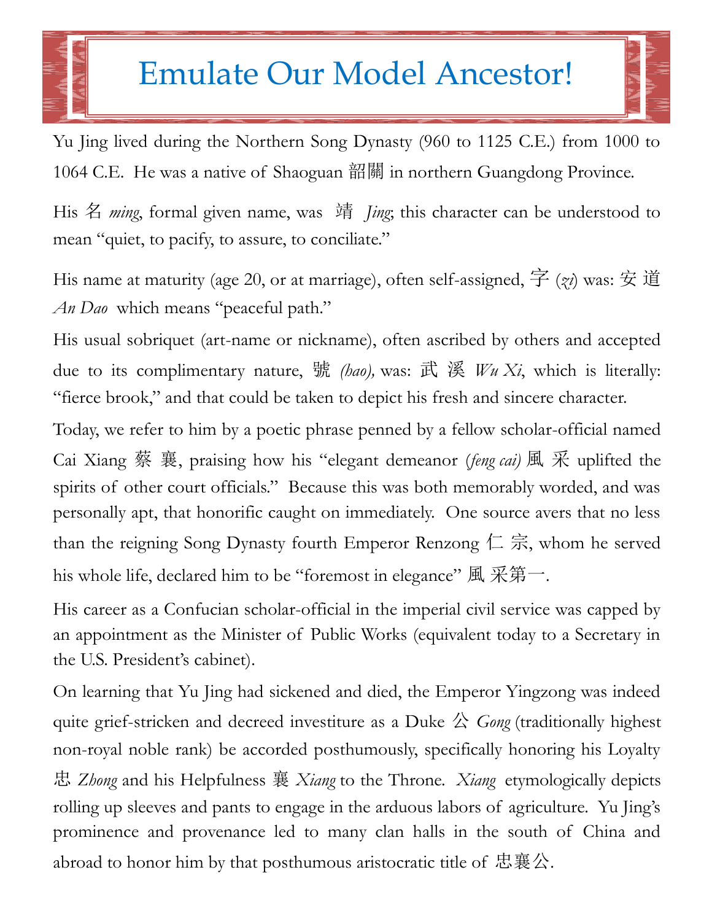# Emulate Our Model Ancestor!

Yu Jing lived during the Northern Song Dynasty (960 to 1125 C.E.) from 1000 to 1064 C.E. He was a native of Shaoguan 韶關 in northern Guangdong Province.

His 名 *ming*, formal given name, was 靖 *Jing*; this character can be understood to mean "quiet, to pacify, to assure, to conciliate."

His name at maturity (age 20, or at marriage), often self-assigned, 字 (*zi*) was: 安道 *An Dao* which means "peaceful path."

His usual sobriquet (art-name or nickname), often ascribed by others and accepted due to its complimentary nature, 號 *(hao),* was: 武溪 *Wu Xi*, which is literally: "fierce brook," and that could be taken to depict his fresh and sincere character.

Today, we refer to him by a poetic phrase penned by a fellow scholar-official named Cai Xiang 蔡襄, praising how his "elegant demeanor *(feng cai)* 風采 uplifted the spirits of other court officials." Because this was both memorably worded, and was personally apt, that honorific caught on immediately. One source avers that no less than the reigning Song Dynasty fourth Emperor Renzong 仁宗, whom he served his whole life, declared him to be "foremost in elegance" 風采第一.

His career as a Confucian scholar-official in the imperial civil service was capped by an appointment as the Minister of Public Works (equivalent today to a Secretary in the U.S. President's cabinet).

On learning that Yu Jing had sickened and died, the Emperor Yingzong was indeed quite grief-stricken and decreed investiture as a Duke 公 *Gong* (traditionally highest non-royal noble rank) be accorded posthumously, specifically honoring his Loyalty 忠 *Zhong* and his Helpfulness 襄 *Xiang* to the Throne. *Xiang* etymologically depicts rolling up sleeves and pants to engage in the arduous labors of agriculture. Yu Jing's prominence and provenance led to many clan halls in the south of China and abroad to honor him by that posthumous aristocratic title of 忠襄公.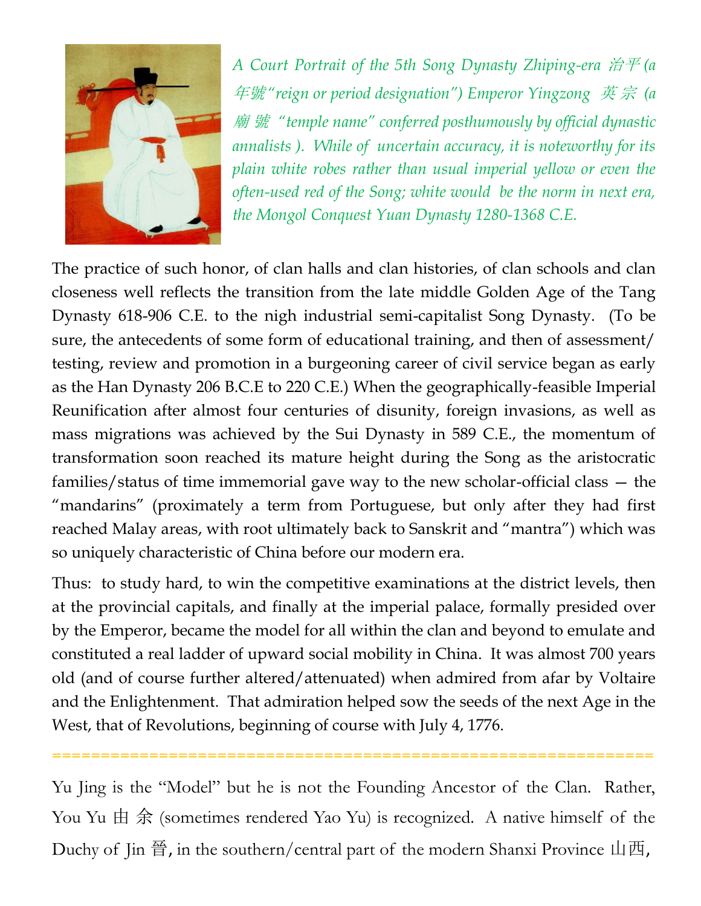*A Court Portrait of the 5th Song Dynasty Zhiping-era 治平 (a 年號"reign or period designation") Emperor Yingzong 英宗 (a 廟號 "temple name" conferred posthumously by official dynastic annalists ). While of uncertain accuracy, it is noteworthy for its plain white robes rather than usual imperial yellow or even the often-used red of the Song; white would be the norm in next era, the Mongol Conquest Yuan Dynasty 1280-1368 C.E.*

The practice of such honor, of clan halls and clan histories, of clan schools and clan closeness well reflects the transition from the late middle Golden Age of the Tang Dynasty 618-906 C.E. to the nigh industrial semi-capitalist Song Dynasty. (To be sure, the antecedents of some form of educational training, and then of assessment/ testing, review and promotion in a burgeoning career of civil service began as early as the Han Dynasty 206 B.C.E to 220 C.E.) When the geographically-feasible Imperial Reunification after almost four centuries of disunity, foreign invasions, as well as mass migrations was achieved by the Sui Dynasty in 589 C.E., the momentum of transformation soon reached its mature height during the Song as the aristocratic families/status of time immemorial gave way to the new scholar-official class — the "mandarins" (proximately a term from Portuguese, but only after they had first reached Malay areas, with root ultimately back to Sanskrit and "mantra") which was so uniquely characteristic of China before our modern era.

Thus: to study hard, to win the competitive examinations at the district levels, then at the provincial capitals, and finally at the imperial palace, formally presided over by the Emperor, became the model for all within the clan and beyond to emulate and constituted a real ladder of upward social mobility in China. It was almost 700 years old (and of course further altered/attenuated) when admired from afar by Voltaire and the Enlightenment. That admiration helped sow the seeds of the next Age in the West, that of Revolutions, beginning of course with July 4, 1776.

==============================================================

Yu Jing is the "Model" but he is not the Founding Ancestor of the Clan. Rather, You Yu 由余 (sometimes rendered Yao Yu) is recognized. A native himself of the Duchy of Jin 晉, in the southern/central part of the modern Shanxi Province 山西,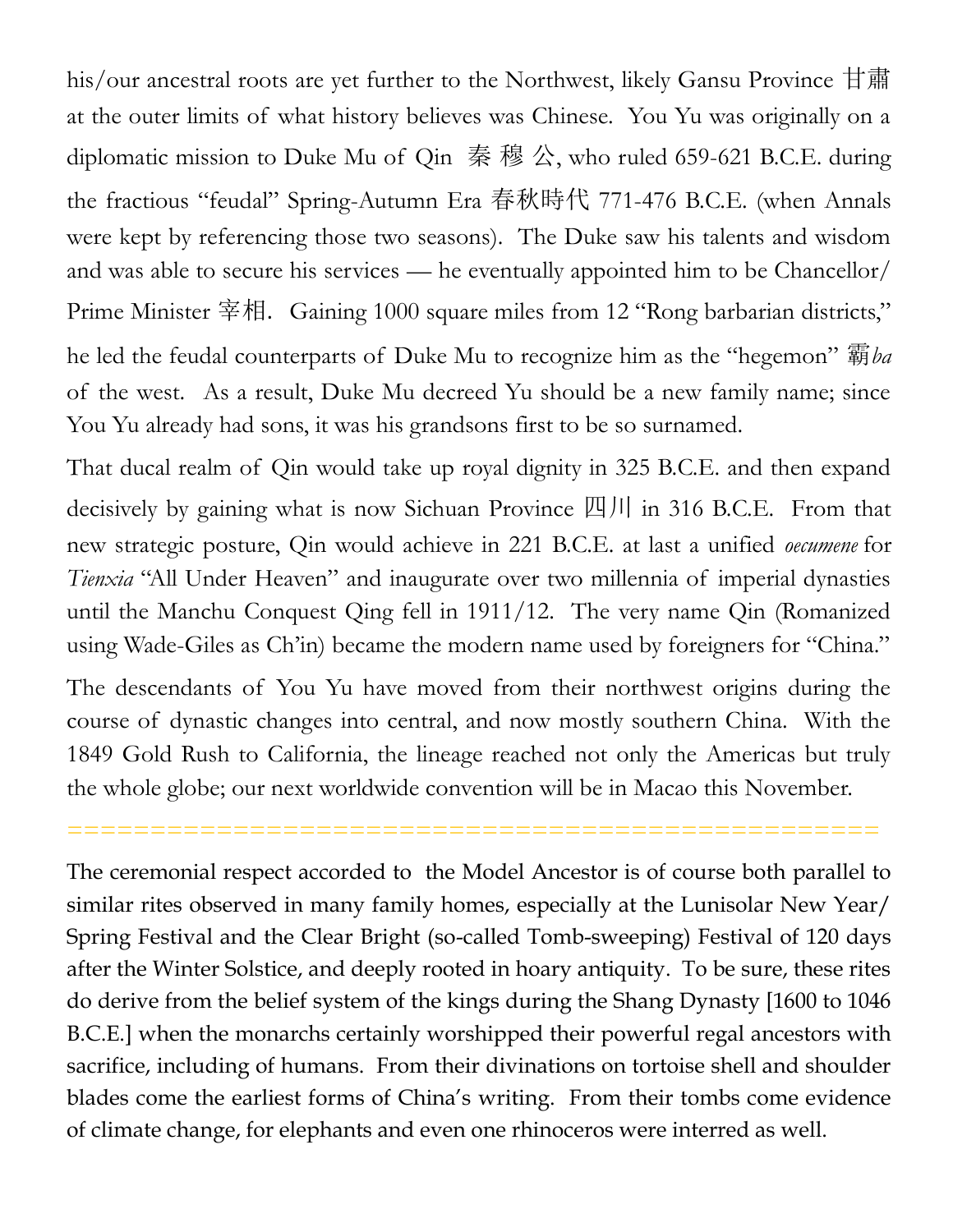his/our ancestral roots are yet further to the Northwest, likely Gansu Province 甘肅 at the outer limits of what history believes was Chinese. You Yu was originally on a diplomatic mission to Duke Mu of Qin 秦 穆 公, who ruled 659-621 B.C.E. during the fractious "feudal" Spring-Autumn Era 春秋時代 771-476 B.C.E. (when Annals were kept by referencing those two seasons). The Duke saw his talents and wisdom and was able to secure his services — he eventually appointed him to be Chancellor/ Prime Minister 宰相. Gaining 1000 square miles from 12 "Rong barbarian districts," he led the feudal counterparts of Duke Mu to recognize him as the "hegemon" 霸*ba* of the west. As a result, Duke Mu decreed Yu should be a new family name; since You Yu already had sons, it was his grandsons first to be so surnamed.

That ducal realm of Qin would take up royal dignity in 325 B.C.E. and then expand decisively by gaining what is now Sichuan Province 四川 in 316 B.C.E. From that new strategic posture, Qin would achieve in 221 B.C.E. at last a unified *oecumene* for *Tienxia* "All Under Heaven" and inaugurate over two millennia of imperial dynasties until the Manchu Conquest Qing fell in 1911/12. The very name Qin (Romanized using Wade-Giles as Ch'in) became the modern name used by foreigners for "China."

The descendants of You Yu have moved from their northwest origins during the course of dynastic changes into central, and now mostly southern China. With the 1849 Gold Rush to California, the lineage reached not only the Americas but truly the whole globe; our next worldwide convention will be in Macao this November.

=============================================

The ceremonial respect accorded to the Model Ancestor is of course both parallel to similar rites observed in many family homes, especially at the Lunisolar New Year/ Spring Festival and the Clear Bright (so-called Tomb-sweeping) Festival of 120 days after the Winter Solstice, and deeply rooted in hoary antiquity. To be sure, these rites do derive from the belief system of the kings during the Shang Dynasty [1600 to 1046 B.C.E.] when the monarchs certainly worshipped their powerful regal ancestors with sacrifice, including of humans. From their divinations on tortoise shell and shoulder blades come the earliest forms of China's writing. From their tombs come evidence of climate change, for elephants and even one rhinoceros were interred as well.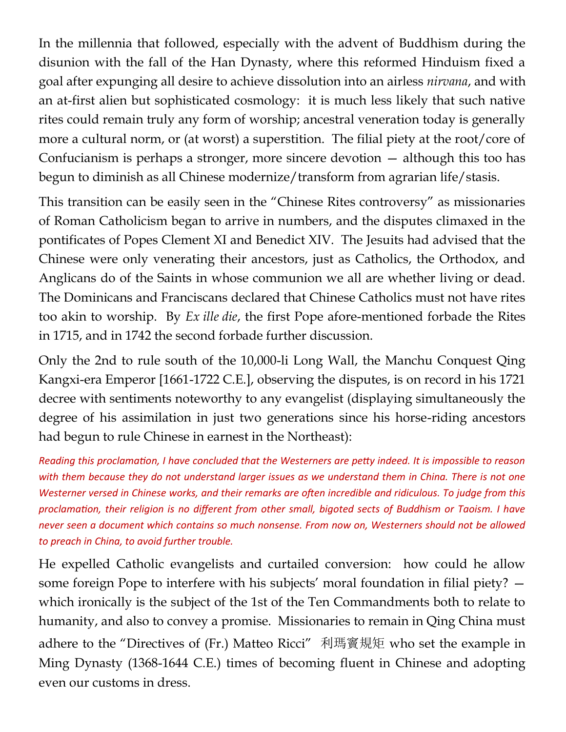In the millennia that followed, especially with the advent of Buddhism during the disunion with the fall of the Han Dynasty, where this reformed Hinduism fixed a goal after expunging all desire to achieve dissolution into an airless *nirvana*, and with an at-first alien but sophisticated cosmology: it is much less likely that such native rites could remain truly any form of worship; ancestral veneration today is generally more a cultural norm, or (at worst) a superstition. The filial piety at the root/core of Confucianism is perhaps a stronger, more sincere devotion — although this too has begun to diminish as all Chinese modernize/transform from agrarian life/stasis.

This transition can be easily seen in the "Chinese Rites controversy" as missionaries of Roman Catholicism began to arrive in numbers, and the disputes climaxed in the pontificates of Popes Clement XI and Benedict XIV. The Jesuits had advised that the Chinese were only venerating their ancestors, just as Catholics, the Orthodox, and Anglicans do of the Saints in whose communion we all are whether living or dead. The Dominicans and Franciscans declared that Chinese Catholics must not have rites too akin to worship. By *Ex ille die*, the first Pope afore-mentioned forbade the Rites in 1715, and in 1742 the second forbade further discussion.

Only the 2nd to rule south of the 10,000-li Long Wall, the Manchu Conquest Qing Kangxi-era Emperor [1661-1722 C.E.], observing the disputes, is on record in his 1721 decree with sentiments noteworthy to any evangelist (displaying simultaneously the degree of his assimilation in just two generations since his horse-riding ancestors had begun to rule Chinese in earnest in the Northeast):

> *Reading this proclamation, I have concluded that the Westerners are petty indeed. It is impossible to reason with them because they do not understand larger issues as we understand them in China. There is not one Westerner versed in Chinese works, and their remarks are often incredible and ridiculous. To judge from this proclamation, their religion is no different from other small, bigoted sects of Buddhism or Taoism. I have never seen a document which contains so much nonsense. From now on, Westerners should not be allowed to preach in China, to avoid further trouble.*

He expelled Catholic evangelists and curtailed conversion: how could he allow some foreign Pope to interfere with his subjects' moral foundation in filial piety? — which ironically is the subject of the 1st of the Ten Commandments both to relate to humanity, and also to convey a promise. Missionaries to remain in Qing China must adhere to the "Directives of (Fr.) Matteo Ricci" 利瑪竇規矩 who set the example in Ming Dynasty (1368-1644 C.E.) times of becoming fluent in Chinese and adopting even our customs in dress.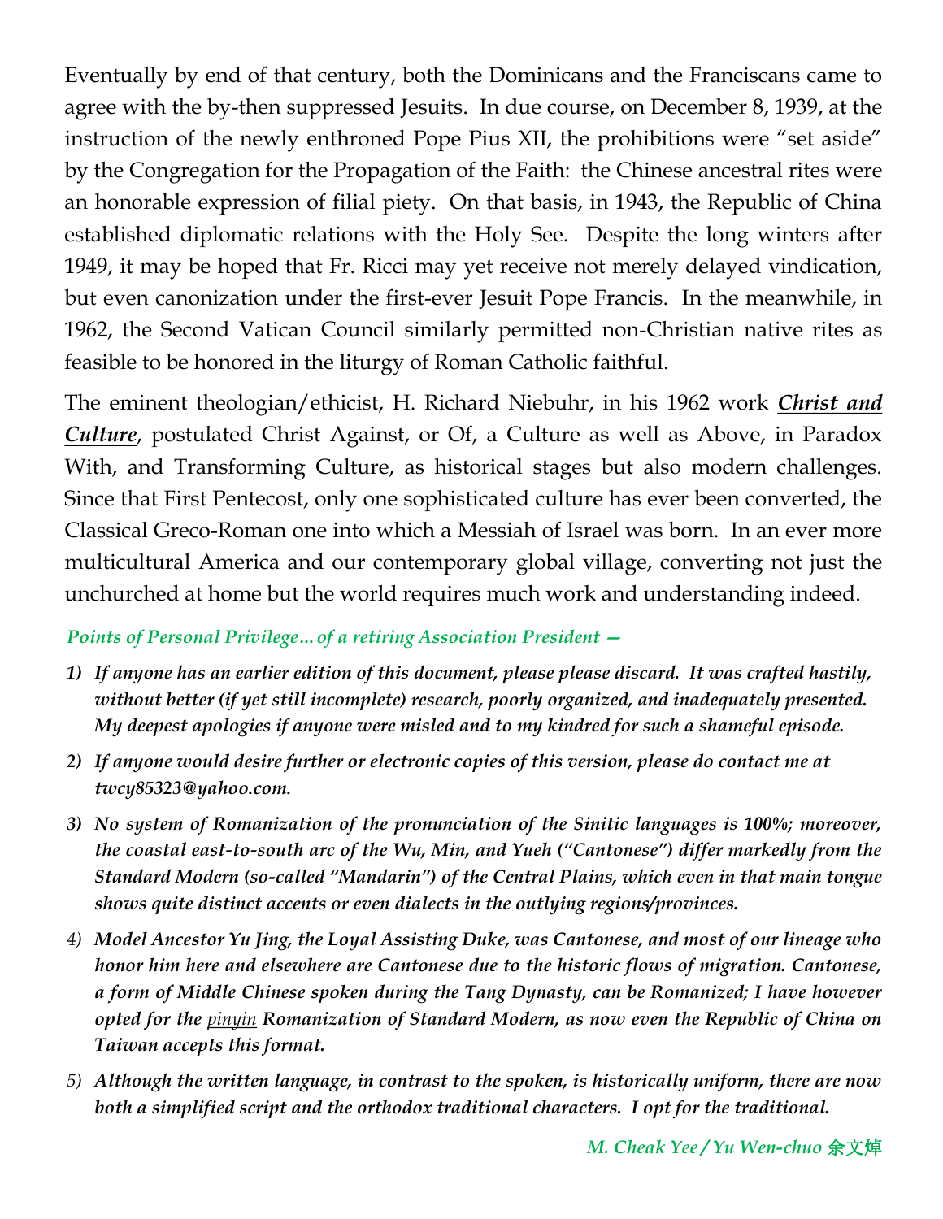Eventually by end of that century, both the Dominicans and the Franciscans came to agree with the by-then suppressed Jesuits. In due course, on December 8, 1939, at the instruction of the newly enthroned Pope Pius XII, the prohibitions were "set aside" by the Congregation for the Propagation of the Faith: the Chinese ancestral rites were an honorable expression of filial piety. On that basis, in 1943, the Republic of China established diplomatic relations with the Holy See. Despite the long winters after 1949, it may be hoped that Fr. Ricci may yet receive not merely delayed vindication, but even canonization under the first-ever Jesuit Pope Francis. In the meanwhile, in 1962, the Second Vatican Council similarly permitted non-Christian native rites as feasible to be honored in the liturgy of Roman Catholic faithful.

The eminent theologian/ethicist, H. Richard Niebuhr, in his 1962 work ***Christ and Culture***, postulated Christ Against, or Of, a Culture as well as Above, in Paradox With, and Transforming Culture, as historical stages but also modern challenges. Since that First Pentecost, only one sophisticated culture has ever been converted, the Classical Greco-Roman one into which a Messiah of Israel was born. In an ever more multicultural America and our contemporary global village, converting not just the unchurched at home but the world requires much work and understanding indeed.

***Points of Personal Privilege… of a retiring Association President —***

1) ***If anyone has an earlier edition of this document, please please discard. It was crafted hastily, without better (if yet still incomplete) research, poorly organized, and inadequately presented. My deepest apologies if anyone were misled and to my kindred for such a shameful episode.***
2) ***If anyone would desire further or electronic copies of this version, please do contact me at twcy85323@yahoo.com.***
3) ***No system of Romanization of the pronunciation of the Sinitic languages is 100%; moreover, the coastal east-to-south arc of the Wu, Min, and Yueh ("Cantonese") differ markedly from the Standard Modern (so-called "Mandarin") of the Central Plains, which even in that main tongue shows quite distinct accents or even dialects in the outlying regions/provinces.***
4) ***Model Ancestor Yu Jing, the Loyal Assisting Duke, was Cantonese, and most of our lineage who honor him here and elsewhere are Cantonese due to the historic flows of migration. Cantonese, a form of Middle Chinese spoken during the Tang Dynasty, can be Romanized; I have however opted for the pinyin Romanization of Standard Modern, as now even the Republic of China on Taiwan accepts this format.***
5) ***Although the written language, in contrast to the spoken, is historically uniform, there are now both a simplified script and the orthodox traditional characters. I opt for the traditional.***

***M. Cheak Yee / Yu Wen-chuo 余文焯***